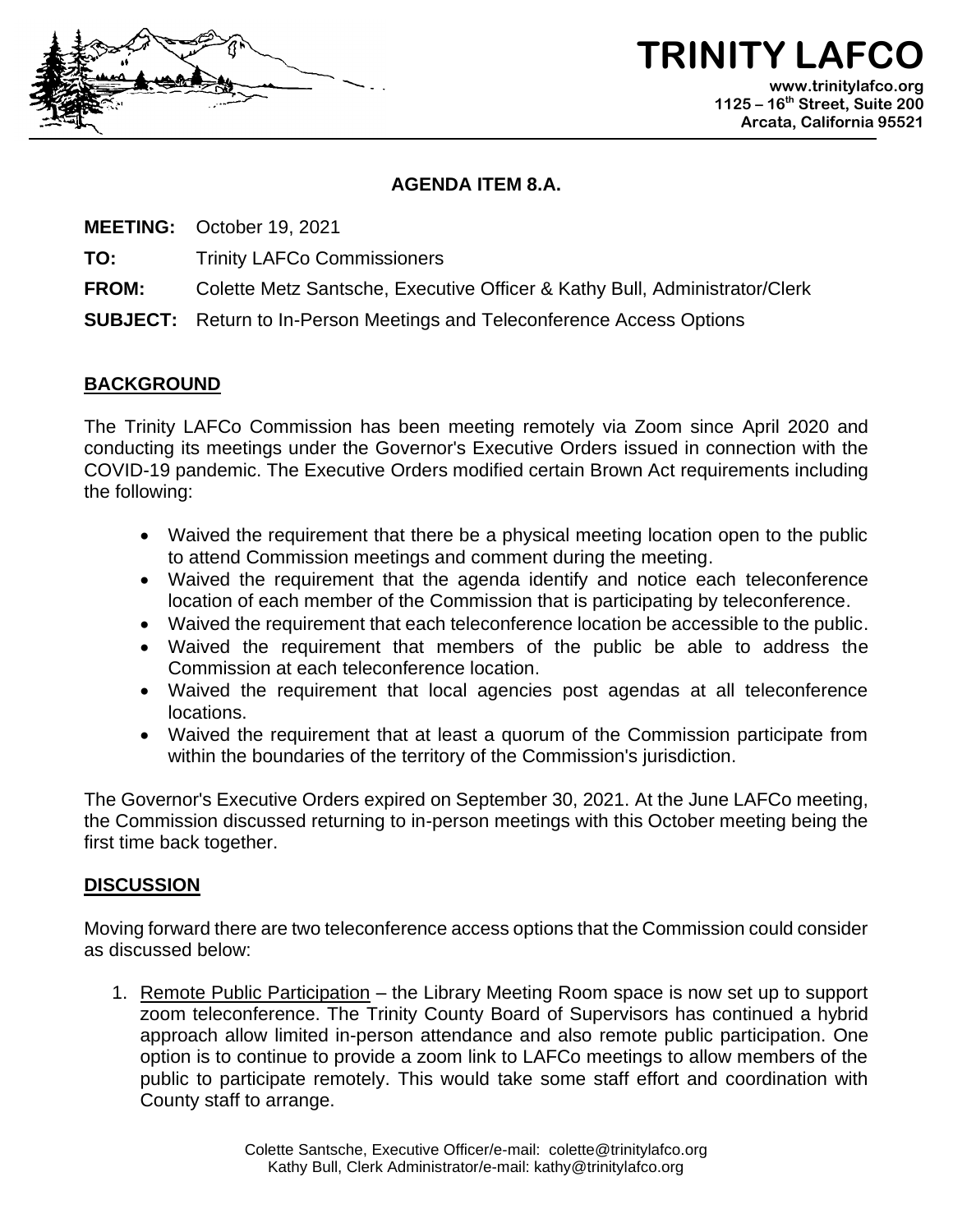# TRINITY LAFCO

www.trinitylafco.org
1125 – 16th Street, Suite 200
Arcata, California 95521

**AGENDA ITEM 8.A.**

**MEETING:** October 19, 2021

**TO:** Trinity LAFCo Commissioners

**FROM:** Colette Metz Santsche, Executive Officer & Kathy Bull, Administrator/Clerk

**SUBJECT:** Return to In-Person Meetings and Teleconference Access Options

## BACKGROUND

The Trinity LAFCo Commission has been meeting remotely via Zoom since April 2020 and conducting its meetings under the Governor's Executive Orders issued in connection with the COVID-19 pandemic. The Executive Orders modified certain Brown Act requirements including the following:

- Waived the requirement that there be a physical meeting location open to the public to attend Commission meetings and comment during the meeting.
- Waived the requirement that the agenda identify and notice each teleconference location of each member of the Commission that is participating by teleconference.
- Waived the requirement that each teleconference location be accessible to the public.
- Waived the requirement that members of the public be able to address the Commission at each teleconference location.
- Waived the requirement that local agencies post agendas at all teleconference locations.
- Waived the requirement that at least a quorum of the Commission participate from within the boundaries of the territory of the Commission's jurisdiction.

The Governor's Executive Orders expired on September 30, 2021. At the June LAFCo meeting, the Commission discussed returning to in-person meetings with this October meeting being the first time back together.

## DISCUSSION

Moving forward there are two teleconference access options that the Commission could consider as discussed below:

1. Remote Public Participation – the Library Meeting Room space is now set up to support zoom teleconference. The Trinity County Board of Supervisors has continued a hybrid approach allow limited in-person attendance and also remote public participation. One option is to continue to provide a zoom link to LAFCo meetings to allow members of the public to participate remotely. This would take some staff effort and coordination with County staff to arrange.

Colette Santsche, Executive Officer/e-mail: colette@trinitylafco.org
Kathy Bull, Clerk Administrator/e-mail: kathy@trinitylafco.org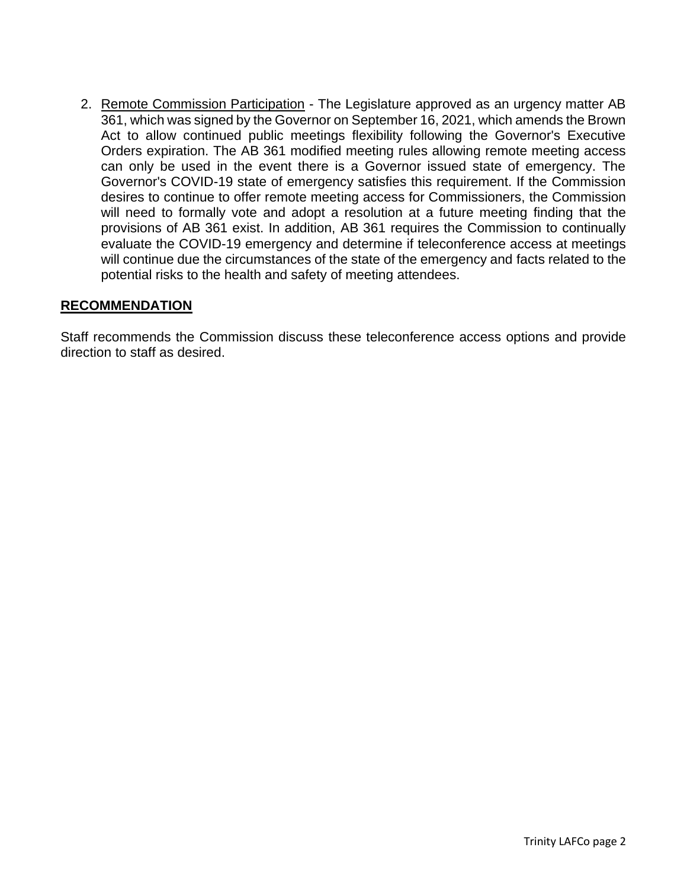2. <u>Remote Commission Participation</u> - The Legislature approved as an urgency matter AB 361, which was signed by the Governor on September 16, 2021, which amends the Brown Act to allow continued public meetings flexibility following the Governor's Executive Orders expiration. The AB 361 modified meeting rules allowing remote meeting access can only be used in the event there is a Governor issued state of emergency. The Governor's COVID-19 state of emergency satisfies this requirement. If the Commission desires to continue to offer remote meeting access for Commissioners, the Commission will need to formally vote and adopt a resolution at a future meeting finding that the provisions of AB 361 exist. In addition, AB 361 requires the Commission to continually evaluate the COVID-19 emergency and determine if teleconference access at meetings will continue due the circumstances of the state of the emergency and facts related to the potential risks to the health and safety of meeting attendees.

## RECOMMENDATION

Staff recommends the Commission discuss these teleconference access options and provide direction to staff as desired.